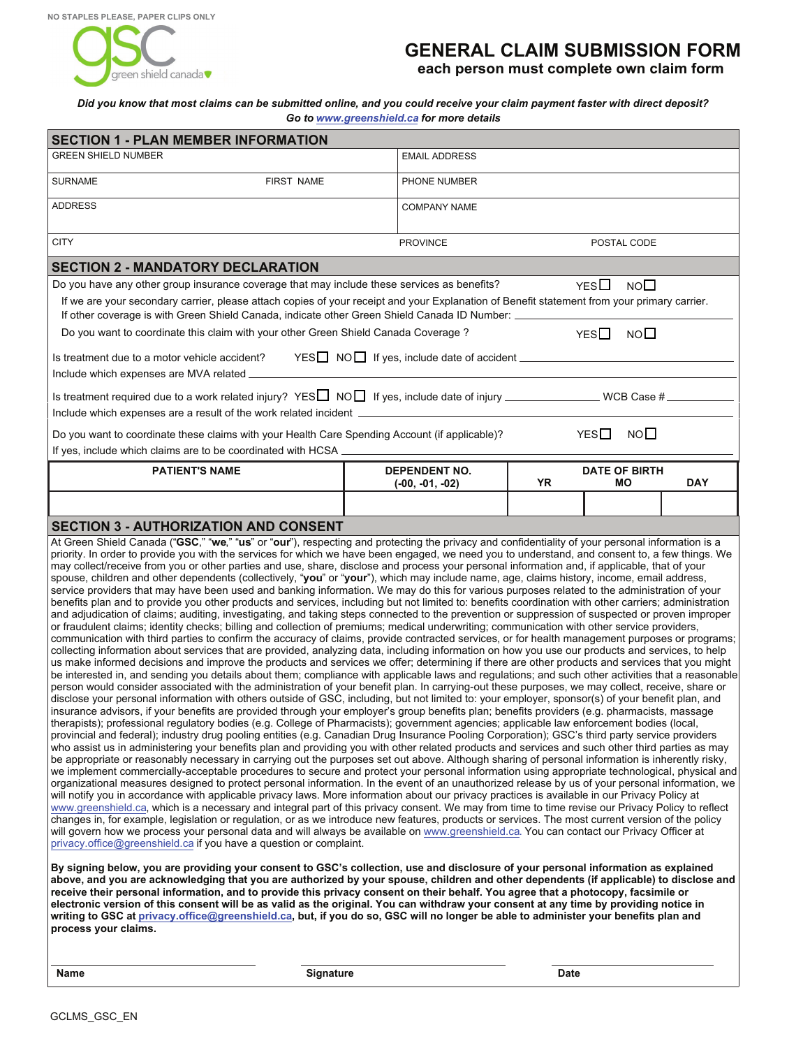NO STAPLES PLEASE, PAPER CLIPS ONLY

gsc green shield canada

# GENERAL CLAIM SUBMISSION FORM

**each person must complete own claim form**

***Did you know that most claims can be submitted online, and you could receive your claim payment faster with direct deposit? Go to www.greenshield.ca for more details***

## SECTION 1 - PLAN MEMBER INFORMATION

| | |
|---|---|
| GREEN SHIELD NUMBER | EMAIL ADDRESS |
| SURNAME / FIRST NAME | PHONE NUMBER |
| ADDRESS | COMPANY NAME |
| CITY | PROVINCE / POSTAL CODE |

## SECTION 2 - MANDATORY DECLARATION

Do you have any other group insurance coverage that may include these services as benefits? YES ☐ NO ☐

If we are your secondary carrier, please attach copies of your receipt and your Explanation of Benefit statement from your primary carrier.

If other coverage is with Green Shield Canada, indicate other Green Shield Canada ID Number: ____________

Do you want to coordinate this claim with your other Green Shield Canada Coverage ? YES ☐ NO ☐

Is treatment due to a motor vehicle accident? YES ☐ NO ☐ If yes, include date of accident ____________

Include which expenses are MVA related ____________

Is treatment required due to a work related injury? YES ☐ NO ☐ If yes, include date of injury ____________ WCB Case # ____________

Include which expenses are a result of the work related incident ____________

Do you want to coordinate these claims with your Health Care Spending Account (if applicable)? YES ☐ NO ☐

If yes, include which claims are to be coordinated with HCSA ____________

| PATIENT'S NAME | DEPENDENT NO. (-00, -01, -02) | DATE OF BIRTH YR | MO | DAY |
|---|---|---|---|---|
| | | | | |

## SECTION 3 - AUTHORIZATION AND CONSENT

At Green Shield Canada ("**GSC**," "**we**," "**us**" or "**our**"), respecting and protecting the privacy and confidentiality of your personal information is a priority. In order to provide you with the services for which we have been engaged, we need you to understand, and consent to, a few things. We may collect/receive from you or other parties and use, share, disclose and process your personal information and, if applicable, that of your spouse, children and other dependents (collectively, "**you**" or "**your**"), which may include name, age, claims history, income, email address, service providers that may have been used and banking information. We may do this for various purposes related to the administration of your benefits plan and to provide you other products and services, including but not limited to: benefits coordination with other carriers; administration and adjudication of claims; auditing, investigating, and taking steps connected to the prevention or suppression of suspected or proven improper or fraudulent claims; identity checks; billing and collection of premiums; medical underwriting; communication with other service providers, communication with third parties to confirm the accuracy of claims, provide contracted services, or for health management purposes or programs; collecting information about services that are provided, analyzing data, including information on how you use our products and services, to help us make informed decisions and improve the products and services we offer; determining if there are other products and services that you might be interested in, and sending you details about them; compliance with applicable laws and regulations; and such other activities that a reasonable person would consider associated with the administration of your benefit plan. In carrying-out these purposes, we may collect, receive, share or disclose your personal information with others outside of GSC, including, but not limited to: your employer, sponsor(s) of your benefit plan, and insurance advisors, if your benefits are provided through your employer's group benefits plan; benefits providers (e.g. pharmacists, massage therapists); professional regulatory bodies (e.g. College of Pharmacists); government agencies; applicable law enforcement bodies (local, provincial and federal); industry drug pooling entities (e.g. Canadian Drug Insurance Pooling Corporation); GSC's third party service providers who assist us in administering your benefits plan and providing you with other related products and services and such other third parties as may be appropriate or reasonably necessary in carrying out the purposes set out above. Although sharing of personal information is inherently risky, we implement commercially-acceptable procedures to secure and protect your personal information using appropriate technological, physical and organizational measures designed to protect personal information. In the event of an unauthorized release by us of your personal information, we will notify you in accordance with applicable privacy laws. More information about our privacy practices is available in our Privacy Policy at www.greenshield.ca, which is a necessary and integral part of this privacy consent. We may from time to time revise our Privacy Policy to reflect changes in, for example, legislation or regulation, or as we introduce new features, products or services. The most current version of the policy will govern how we process your personal data and will always be available on www.greenshield.ca. You can contact our Privacy Officer at privacy.office@greenshield.ca if you have a question or complaint.

**By signing below, you are providing your consent to GSC's collection, use and disclosure of your personal information as explained above, and you are acknowledging that you are authorized by your spouse, children and other dependents (if applicable) to disclose and receive their personal information, and to provide this privacy consent on their behalf. You agree that a photocopy, facsimile or electronic version of this consent will be as valid as the original. You can withdraw your consent at any time by providing notice in writing to GSC at privacy.office@greenshield.ca, but, if you do so, GSC will no longer be able to administer your benefits plan and process your claims.**

| Name | Signature | Date |
|---|---|---|
| | | |

GCLMS_GSC_EN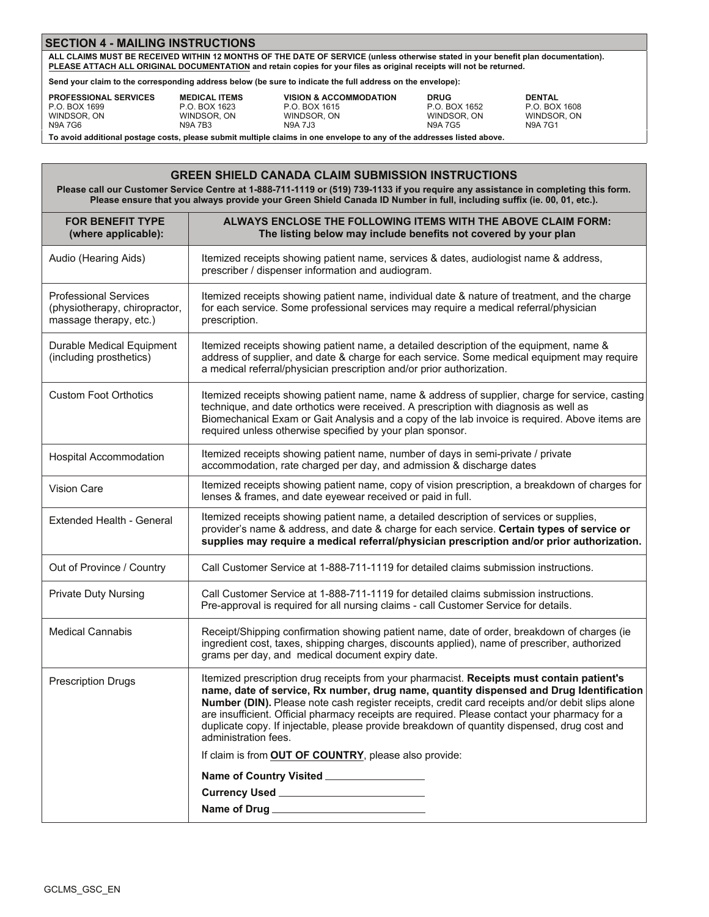## SECTION 4 - MAILING INSTRUCTIONS

**ALL CLAIMS MUST BE RECEIVED WITHIN 12 MONTHS OF THE DATE OF SERVICE (unless otherwise stated in your benefit plan documentation).**
**PLEASE ATTACH ALL ORIGINAL DOCUMENTATION and retain copies for your files as original receipts will not be returned.**

**Send your claim to the corresponding address below (be sure to indicate the full address on the envelope):**

| PROFESSIONAL SERVICES | MEDICAL ITEMS | VISION & ACCOMMODATION | DRUG | DENTAL |
|---|---|---|---|---|
| P.O. BOX 1699<br>WINDSOR, ON<br>N9A 7G6 | P.O. BOX 1623<br>WINDSOR, ON<br>N9A 7B3 | P.O. BOX 1615<br>WINDSOR, ON<br>N9A 7J3 | P.O. BOX 1652<br>WINDSOR, ON<br>N9A 7G5 | P.O. BOX 1608<br>WINDSOR, ON<br>N9A 7G1 |

**To avoid additional postage costs, please submit multiple claims in one envelope to any of the addresses listed above.**

## GREEN SHIELD CANADA CLAIM SUBMISSION INSTRUCTIONS

**Please call our Customer Service Centre at 1-888-711-1119 or (519) 739-1133 if you require any assistance in completing this form.**
**Please ensure that you always provide your Green Shield Canada ID Number in full, including suffix (ie. 00, 01, etc.).**

| FOR BENEFIT TYPE (where applicable): | ALWAYS ENCLOSE THE FOLLOWING ITEMS WITH THE ABOVE CLAIM FORM: The listing below may include benefits not covered by your plan |
|---|---|
| Audio (Hearing Aids) | Itemized receipts showing patient name, services & dates, audiologist name & address, prescriber / dispenser information and audiogram. |
| Professional Services (physiotherapy, chiropractor, massage therapy, etc.) | Itemized receipts showing patient name, individual date & nature of treatment, and the charge for each service. Some professional services may require a medical referral/physician prescription. |
| Durable Medical Equipment (including prosthetics) | Itemized receipts showing patient name, a detailed description of the equipment, name & address of supplier, and date & charge for each service. Some medical equipment may require a medical referral/physician prescription and/or prior authorization. |
| Custom Foot Orthotics | Itemized receipts showing patient name, name & address of supplier, charge for service, casting technique, and date orthotics were received. A prescription with diagnosis as well as Biomechanical Exam or Gait Analysis and a copy of the lab invoice is required. Above items are required unless otherwise specified by your plan sponsor. |
| Hospital Accommodation | Itemized receipts showing patient name, number of days in semi-private / private accommodation, rate charged per day, and admission & discharge dates |
| Vision Care | Itemized receipts showing patient name, copy of vision prescription, a breakdown of charges for lenses & frames, and date eyewear received or paid in full. |
| Extended Health - General | Itemized receipts showing patient name, a detailed description of services or supplies, provider's name & address, and date & charge for each service. **Certain types of service or supplies may require a medical referral/physician prescription and/or prior authorization.** |
| Out of Province / Country | Call Customer Service at 1-888-711-1119 for detailed claims submission instructions. |
| Private Duty Nursing | Call Customer Service at 1-888-711-1119 for detailed claims submission instructions. Pre-approval is required for all nursing claims - call Customer Service for details. |
| Medical Cannabis | Receipt/Shipping confirmation showing patient name, date of order, breakdown of charges (ie ingredient cost, taxes, shipping charges, discounts applied), name of prescriber, authorized grams per day, and medical document expiry date. |
| Prescription Drugs | Itemized prescription drug receipts from your pharmacist. **Receipts must contain patient's name, date of service, Rx number, drug name, quantity dispensed and Drug Identification Number (DIN).** Please note cash register receipts, credit card receipts and/or debit slips alone are insufficient. Official pharmacy receipts are required. Please contact your pharmacy for a duplicate copy. If injectable, please provide breakdown of quantity dispensed, drug cost and administration fees.<br><br>If claim is from **OUT OF COUNTRY**, please also provide:<br><br>**Name of Country Visited** \_\_\_\_\_\_\_\_\_\_\_\_<br>**Currency Used** \_\_\_\_\_\_\_\_\_\_\_\_<br>**Name of Drug** \_\_\_\_\_\_\_\_\_\_\_\_ |

GCLMS_GSC_EN